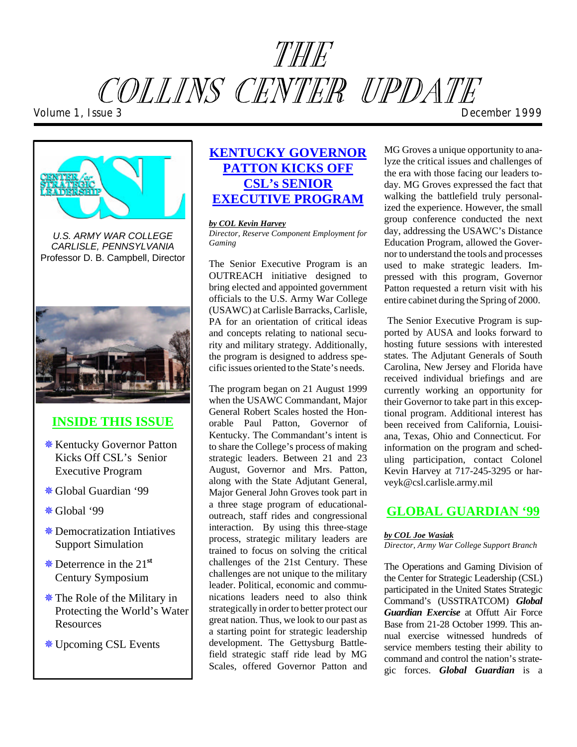# THE COLLINS CENTER UPDATE

Volume 1, Issue 3 — December 1999

U.S. ARMY WAR COLLEGE
CARLISLE, PENNSYLVANIA
Professor D. B. Campbell, Director

## INSIDE THIS ISSUE

- Kentucky Governor Patton Kicks Off CSL's Senior Executive Program
- Global Guardian '99
- Global '99
- Democratization Intiatives Support Simulation
- Deterrence in the 21st Century Symposium
- The Role of the Military in Protecting the World's Water Resources
- Upcoming CSL Events

## KENTUCKY GOVERNOR PATTON KICKS OFF CSL's SENIOR EXECUTIVE PROGRAM

***by COL Kevin Harvey***
*Director, Reserve Component Employment for Gaming*

The Senior Executive Program is an OUTREACH initiative designed to bring elected and appointed government officials to the U.S. Army War College (USAWC) at Carlisle Barracks, Carlisle, PA for an orientation of critical ideas and concepts relating to national security and military strategy. Additionally, the program is designed to address specific issues oriented to the State's needs.

The program began on 21 August 1999 when the USAWC Commandant, Major General Robert Scales hosted the Honorable Paul Patton, Governor of Kentucky. The Commandant's intent is to share the College's process of making strategic leaders. Between 21 and 23 August, Governor and Mrs. Patton, along with the State Adjutant General, Major General John Groves took part in a three stage program of educational-outreach, staff rides and congressional interaction. By using this three-stage process, strategic military leaders are trained to focus on solving the critical challenges of the 21st Century. These challenges are not unique to the military leader. Political, economic and communications leaders need to also think strategically in order to better protect our great nation. Thus, we look to our past as a starting point for strategic leadership development. The Gettysburg Battlefield strategic staff ride lead by MG Scales, offered Governor Patton and MG Groves a unique opportunity to analyze the critical issues and challenges of the era with those facing our leaders today. MG Groves expressed the fact that walking the battlefield truly personalized the experience. However, the small group conference conducted the next day, addressing the USAWC's Distance Education Program, allowed the Governor to understand the tools and processes used to make strategic leaders. Impressed with this program, Governor Patton requested a return visit with his entire cabinet during the Spring of 2000.

The Senior Executive Program is supported by AUSA and looks forward to hosting future sessions with interested states. The Adjutant Generals of South Carolina, New Jersey and Florida have received individual briefings and are currently working an opportunity for their Governor to take part in this exceptional program. Additional interest has been received from California, Louisiana, Texas, Ohio and Connecticut. For information on the program and scheduling participation, contact Colonel Kevin Harvey at 717-245-3295 or harveyk@csl.carlisle.army.mil

## GLOBAL GUARDIAN '99

***by COL Joe Wasiak***
*Director, Army War College Support Branch*

The Operations and Gaming Division of the Center for Strategic Leadership (CSL) participated in the United States Strategic Command's (USSTRATCOM) ***Global Guardian Exercise*** at Offutt Air Force Base from 21-28 October 1999. This annual exercise witnessed hundreds of service members testing their ability to command and control the nation's strategic forces. ***Global Guardian*** is a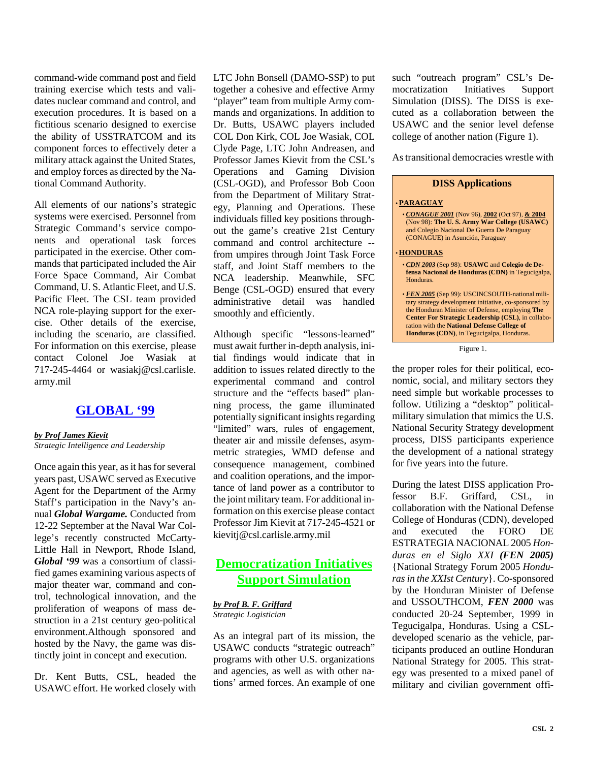command-wide command post and field training exercise which tests and validates nuclear command and control, and execution procedures. It is based on a fictitious scenario designed to exercise the ability of USSTRATCOM and its component forces to effectively deter a military attack against the United States, and employ forces as directed by the National Command Authority.

All elements of our nations's strategic systems were exercised. Personnel from Strategic Command's service components and operational task forces participated in the exercise. Other commands that participated included the Air Force Space Command, Air Combat Command, U. S. Atlantic Fleet, and U.S. Pacific Fleet. The CSL team provided NCA role-playing support for the exercise. Other details of the exercise, including the scenario, are classified. For information on this exercise, please contact Colonel Joe Wasiak at 717-245-4464 or wasiakj@csl.carlisle.army.mil

## GLOBAL '99

***by Prof James Kievit***
*Strategic Intelligence and Leadership*

Once again this year, as it has for several years past, USAWC served as Executive Agent for the Department of the Army Staff's participation in the Navy's annual ***Global Wargame.*** Conducted from 12-22 September at the Naval War College's recently constructed McCarty-Little Hall in Newport, Rhode Island, ***Global '99*** was a consortium of classified games examining various aspects of major theater war, command and control, technological innovation, and the proliferation of weapons of mass destruction in a 21st century geo-political environment.Although sponsored and hosted by the Navy, the game was distinctly joint in concept and execution.

Dr. Kent Butts, CSL, headed the USAWC effort. He worked closely with LTC John Bonsell (DAMO-SSP) to put together a cohesive and effective Army "player" team from multiple Army commands and organizations. In addition to Dr. Butts, USAWC players included COL Don Kirk, COL Joe Wasiak, COL Clyde Page, LTC John Andreasen, and Professor James Kievit from the CSL's Operations and Gaming Division (CSL-OGD), and Professor Bob Coon from the Department of Military Strategy, Planning and Operations. These individuals filled key positions throughout the game's creative 21st Century command and control architecture -- from umpires through Joint Task Force staff, and Joint Staff members to the NCA leadership. Meanwhile, SFC Benge (CSL-OGD) ensured that every administrative detail was handled smoothly and efficiently.

Although specific "lessons-learned" must await further in-depth analysis, initial findings would indicate that in addition to issues related directly to the experimental command and control structure and the "effects based" planning process, the game illuminated potentially significant insights regarding "limited" wars, rules of engagement, theater air and missile defenses, asymmetric strategies, WMD defense and consequence management, combined and coalition operations, and the importance of land power as a contributor to the joint military team. For additional information on this exercise please contact Professor Jim Kievit at 717-245-4521 or kievitj@csl.carlisle.army.mil

## Democratization Initiatives Support Simulation

***by Prof B. F. Griffard***
*Strategic Logistician*

As an integral part of its mission, the USAWC conducts "strategic outreach" programs with other U.S. organizations and agencies, as well as with other nations' armed forces. An example of one such "outreach program" CSL's Democratization Initiatives Support Simulation (DISS). The DISS is executed as a collaboration between the USAWC and the senior level defense college of another nation (Figure 1).

As transitional democracies wrestle with the proper roles for their political, economic, social, and military sectors they need simple but workable processes to follow. Utilizing a "desktop" political-military simulation that mimics the U.S. National Security Strategy development process, DISS participants experience the development of a national strategy for five years into the future.

**DISS Applications**

- **PARAGUAY**
  - ***CONAGUE 2001*** (Nov 96), **2002** (Oct 97), **& 2004** (Nov 98): **The U. S. Army War College (USAWC)** and Colegio Nacional De Guerra De Paraguay (CONAGUE) in Asunción, Paraguay
- **HONDURAS**
  - ***CDN 2003*** (Sep 98): **USAWC** and **Colegio de Defensa Nacional de Honduras (CDN)** in Tegucigalpa, Honduras.
  - ***FEN 2005*** (Sep 99): USCINCSOUTH-national military strategy development initiative, co-sponsored by the Honduran Minister of Defense, employing **The Center For Strategic Leadership (CSL)**, in collaboration with the **National Defense College of Honduras (CDN)**, in Tegucigalpa, Honduras.

Figure 1.

During the latest DISS application Professor B.F. Griffard, CSL, in collaboration with the National Defense College of Honduras (CDN), developed and executed the FORO DE ESTRATEGIA NACIONAL 2005 *Honduras en el Siglo XXI* ***(FEN 2005)*** {National Strategy Forum 2005 *Honduras in the XXIst Century*}. Co-sponsored by the Honduran Minister of Defense and USSOUTHCOM, ***FEN 2000*** was conducted 20-24 September, 1999 in Tegucigalpa, Honduras. Using a CSL-developed scenario as the vehicle, participants produced an outline Honduran National Strategy for 2005. This strategy was presented to a mixed panel of military and civilian government offi-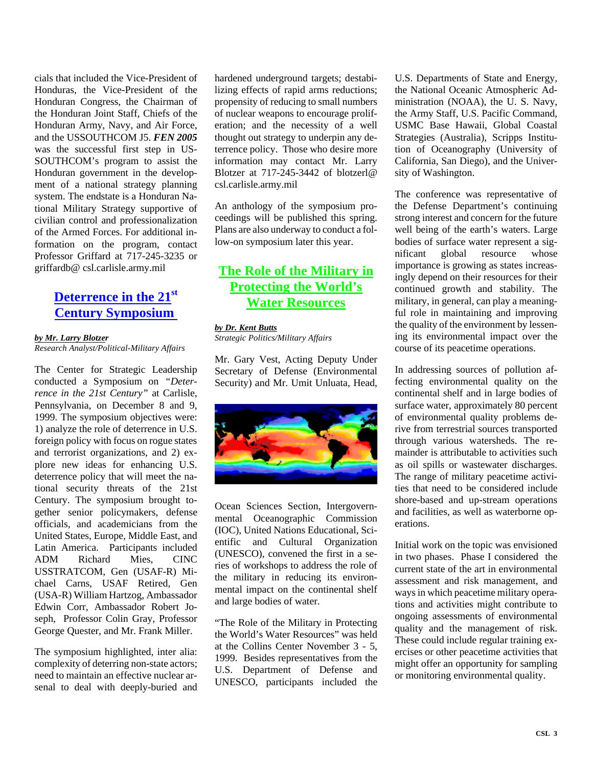cials that included the Vice-President of Honduras, the Vice-President of the Honduran Congress, the Chairman of the Honduran Joint Staff, Chiefs of the Honduran Army, Navy, and Air Force, and the USSOUTHCOM J5. ***FEN 2005*** was the successful first step in USSOUTHCOM's program to assist the Honduran government in the development of a national strategy planning system. The endstate is a Honduran National Military Strategy supportive of civilian control and professionalization of the Armed Forces. For additional information on the program, contact Professor Griffard at 717-245-3235 or griffardb@ csl.carlisle.army.mil

## Deterrence in the 21st Century Symposium

***by Mr. Larry Blotzer***
*Research Analyst/Political-Military Affairs*

The Center for Strategic Leadership conducted a Symposium on *"Deterrence in the 21st Century"* at Carlisle, Pennsylvania, on December 8 and 9, 1999. The symposium objectives were: 1) analyze the role of deterrence in U.S. foreign policy with focus on rogue states and terrorist organizations, and 2) explore new ideas for enhancing U.S. deterrence policy that will meet the national security threats of the 21st Century. The symposium brought together senior policymakers, defense officials, and academicians from the United States, Europe, Middle East, and Latin America. Participants included ADM Richard Mies, CINC USSTRATCOM, Gen (USAF-R) Michael Carns, USAF Retired, Gen (USA-R) William Hartzog, Ambassador Edwin Corr, Ambassador Robert Joseph, Professor Colin Gray, Professor George Quester, and Mr. Frank Miller.

The symposium highlighted, inter alia: complexity of deterring non-state actors; need to maintain an effective nuclear arsenal to deal with deeply-buried and hardened underground targets; destabilizing effects of rapid arms reductions; propensity of reducing to small numbers of nuclear weapons to encourage proliferation; and the necessity of a well thought out strategy to underpin any deterrence policy. Those who desire more information may contact Mr. Larry Blotzer at 717-245-3442 of blotzerl@ csl.carlisle.army.mil

An anthology of the symposium proceedings will be published this spring. Plans are also underway to conduct a follow-on symposium later this year.

## The Role of the Military in Protecting the World's Water Resources

***by Dr. Kent Butts***
*Strategic Politics/Military Affairs*

Mr. Gary Vest, Acting Deputy Under Secretary of Defense (Environmental Security) and Mr. Umit Unluata, Head, Ocean Sciences Section, Intergovernmental Oceanographic Commission (IOC), United Nations Educational, Scientific and Cultural Organization (UNESCO), convened the first in a series of workshops to address the role of the military in reducing its environmental impact on the continental shelf and large bodies of water.

"The Role of the Military in Protecting the World's Water Resources" was held at the Collins Center November 3 - 5, 1999. Besides representatives from the U.S. Department of Defense and UNESCO, participants included the U.S. Departments of State and Energy, the National Oceanic Atmospheric Administration (NOAA), the U. S. Navy, the Army Staff, U.S. Pacific Command, USMC Base Hawaii, Global Coastal Strategies (Australia), Scripps Institution of Oceanography (University of California, San Diego), and the University of Washington.

The conference was representative of the Defense Department's continuing strong interest and concern for the future well being of the earth's waters. Large bodies of surface water represent a significant global resource whose importance is growing as states increasingly depend on their resources for their continued growth and stability. The military, in general, can play a meaningful role in maintaining and improving the quality of the environment by lessening its environmental impact over the course of its peacetime operations.

In addressing sources of pollution affecting environmental quality on the continental shelf and in large bodies of surface water, approximately 80 percent of environmental quality problems derive from terrestrial sources transported through various watersheds. The remainder is attributable to activities such as oil spills or wastewater discharges. The range of military peacetime activities that need to be considered include shore-based and up-stream operations and facilities, as well as waterborne operations.

Initial work on the topic was envisioned in two phases. Phase I considered the current state of the art in environmental assessment and risk management, and ways in which peacetime military operations and activities might contribute to ongoing assessments of environmental quality and the management of risk. These could include regular training exercises or other peacetime activities that might offer an opportunity for sampling or monitoring environmental quality.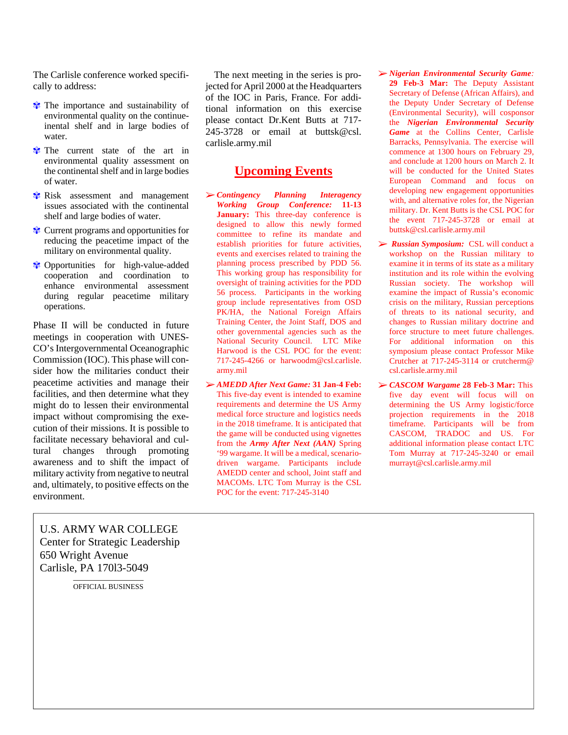The Carlisle conference worked specifically to address:

- The importance and sustainability of environmental quality on the continue-inental shelf and in large bodies of water.
- The current state of the art in environmental quality assessment on the continental shelf and in large bodies of water.
- Risk assessment and management issues associated with the continental shelf and large bodies of water.
- Current programs and opportunities for reducing the peacetime impact of the military on environmental quality.
- Opportunities for high-value-added cooperation and coordination to enhance environmental assessment during regular peacetime military operations.

Phase II will be conducted in future meetings in cooperation with UNESCO's Intergovernmental Oceanographic Commission (IOC). This phase will consider how the militaries conduct their peacetime activities and manage their facilities, and then determine what they might do to lessen their environmental impact without compromising the execution of their missions. It is possible to facilitate necessary behavioral and cultural changes through promoting awareness and to shift the impact of military activity from negative to neutral and, ultimately, to positive effects on the environment.

The next meeting in the series is projected for April 2000 at the Headquarters of the IOC in Paris, France. For additional information on this exercise please contact Dr.Kent Butts at 717-245-3728 or email at buttsk@csl.carlisle.army.mil

## Upcoming Events

- ***Contingency Planning Interagency Working Group Conference:* 11-13 January:** This three-day conference is designed to allow this newly formed committee to refine its mandate and establish priorities for future activities, events and exercises related to training the planning process prescribed by PDD 56. This working group has responsibility for oversight of training activities for the PDD 56 process. Participants in the working group include representatives from OSD PK/HA, the National Foreign Affairs Training Center, the Joint Staff, DOS and other governmental agencies such as the National Security Council. LTC Mike Harwood is the CSL POC for the event: 717-245-4266 or harwoodm@csl.carlisle.army.mil

- ***AMEDD After Next Game:* 31 Jan-4 Feb:** This five-day event is intended to examine requirements and determine the US Army medical force structure and logistics needs in the 2018 timeframe. It is anticipated that the game will be conducted using vignettes from the ***Army After Next (AAN)*** Spring '99 wargame. It will be a medical, scenario-driven wargame. Participants include AMEDD center and school, Joint staff and MACOMs. LTC Tom Murray is the CSL POC for the event: 717-245-3140

- ***Nigerian Environmental Security Game:* 29 Feb-3 Mar:** The Deputy Assistant Secretary of Defense (African Affairs), and the Deputy Under Secretary of Defense (Environmental Security), will cosponsor the ***Nigerian Environmental Security Game*** at the Collins Center, Carlisle Barracks, Pennsylvania. The exercise will commence at 1300 hours on February 29, and conclude at 1200 hours on March 2. It will be conducted for the United States European Command and focus on developing new engagement opportunities with, and alternative roles for, the Nigerian military. Dr. Kent Butts is the CSL POC for the event 717-245-3728 or email at buttsk@csl.carlisle.army.mil

- ***Russian Symposium:*** CSL will conduct a workshop on the Russian military to examine it in terms of its state as a military institution and its role within the evolving Russian society. The workshop will examine the impact of Russia's economic crisis on the military, Russian perceptions of threats to its national security, and changes to Russian military doctrine and force structure to meet future challenges. For additional information on this symposium please contact Professor Mike Crutcher at 717-245-3114 or crutcherm@csl.carlisle.army.mil

- ***CASCOM Wargame* 28 Feb-3 Mar:** This five day event will focus will on determining the US Army logistic/force projection requirements in the 2018 timeframe. Participants will be from CASCOM, TRADOC and US. For additional information please contact LTC Tom Murray at 717-245-3240 or email murrayt@csl.carlisle.army.mil

U.S. ARMY WAR COLLEGE
Center for Strategic Leadership
650 Wright Avenue
Carlisle, PA 170l3-5049

OFFICIAL BUSINESS